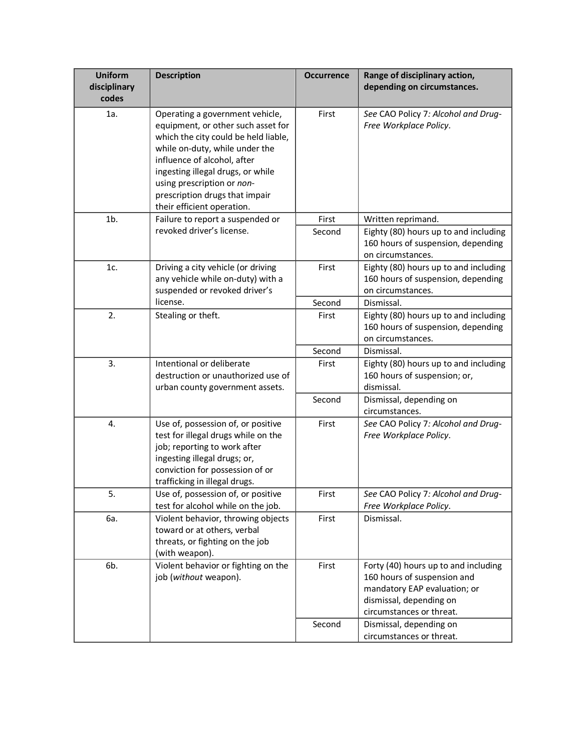| Uniform disciplinary codes | Description | Occurrence | Range of disciplinary action, depending on circumstances. |
|---|---|---|---|
| 1a. | Operating a government vehicle, equipment, or other such asset for which the city could be held liable, while on-duty, while under the influence of alcohol, after ingesting illegal drugs, or while using prescription or *non*-prescription drugs that impair their efficient operation. | First | *See* CAO Policy 7*: Alcohol and Drug-Free Workplace Policy*. |
| 1b. | Failure to report a suspended or revoked driver's license. | First | Written reprimand. |
| | | Second | Eighty (80) hours up to and including 160 hours of suspension, depending on circumstances. |
| 1c. | Driving a city vehicle (or driving any vehicle while on-duty) with a suspended or revoked driver's license. | First | Eighty (80) hours up to and including 160 hours of suspension, depending on circumstances. |
| | | Second | Dismissal. |
| 2. | Stealing or theft. | First | Eighty (80) hours up to and including 160 hours of suspension, depending on circumstances. |
| | | Second | Dismissal. |
| 3. | Intentional or deliberate destruction or unauthorized use of urban county government assets. | First | Eighty (80) hours up to and including 160 hours of suspension; or, dismissal. |
| | | Second | Dismissal, depending on circumstances. |
| 4. | Use of, possession of, or positive test for illegal drugs while on the job; reporting to work after ingesting illegal drugs; or, conviction for possession of or trafficking in illegal drugs. | First | *See* CAO Policy 7*: Alcohol and Drug-Free Workplace Policy*. |
| 5. | Use of, possession of, or positive test for alcohol while on the job. | First | *See* CAO Policy 7*: Alcohol and Drug-Free Workplace Policy*. |
| 6a. | Violent behavior, throwing objects toward or at others, verbal threats, or fighting on the job (with weapon). | First | Dismissal. |
| 6b. | Violent behavior or fighting on the job (*without* weapon). | First | Forty (40) hours up to and including 160 hours of suspension and mandatory EAP evaluation; or dismissal, depending on circumstances or threat. |
| | | Second | Dismissal, depending on circumstances or threat. |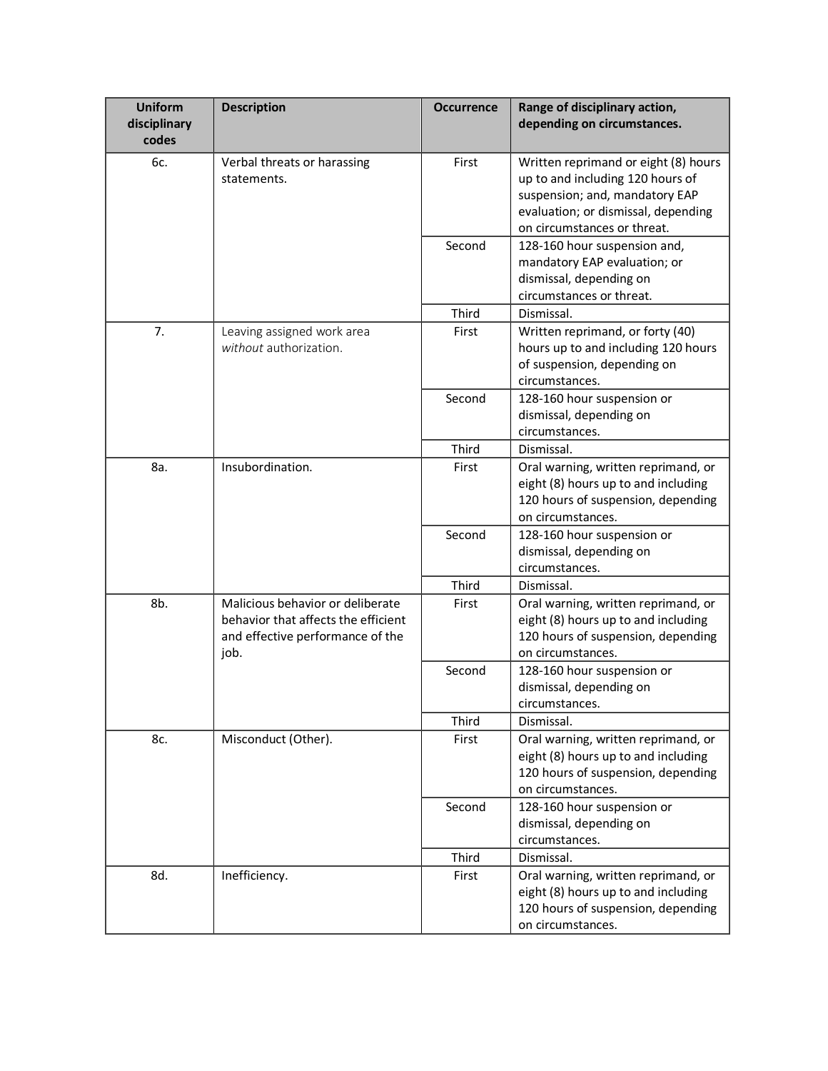| Uniform disciplinary codes | Description | Occurrence | Range of disciplinary action, depending on circumstances. |
|---|---|---|---|
| 6c. | Verbal threats or harassing statements. | First | Written reprimand or eight (8) hours up to and including 120 hours of suspension; and, mandatory EAP evaluation; or dismissal, depending on circumstances or threat. |
| | | Second | 128-160 hour suspension and, mandatory EAP evaluation; or dismissal, depending on circumstances or threat. |
| | | Third | Dismissal. |
| 7. | Leaving assigned work area *without* authorization. | First | Written reprimand, or forty (40) hours up to and including 120 hours of suspension, depending on circumstances. |
| | | Second | 128-160 hour suspension or dismissal, depending on circumstances. |
| | | Third | Dismissal. |
| 8a. | Insubordination. | First | Oral warning, written reprimand, or eight (8) hours up to and including 120 hours of suspension, depending on circumstances. |
| | | Second | 128-160 hour suspension or dismissal, depending on circumstances. |
| | | Third | Dismissal. |
| 8b. | Malicious behavior or deliberate behavior that affects the efficient and effective performance of the job. | First | Oral warning, written reprimand, or eight (8) hours up to and including 120 hours of suspension, depending on circumstances. |
| | | Second | 128-160 hour suspension or dismissal, depending on circumstances. |
| | | Third | Dismissal. |
| 8c. | Misconduct (Other). | First | Oral warning, written reprimand, or eight (8) hours up to and including 120 hours of suspension, depending on circumstances. |
| | | Second | 128-160 hour suspension or dismissal, depending on circumstances. |
| | | Third | Dismissal. |
| 8d. | Inefficiency. | First | Oral warning, written reprimand, or eight (8) hours up to and including 120 hours of suspension, depending on circumstances. |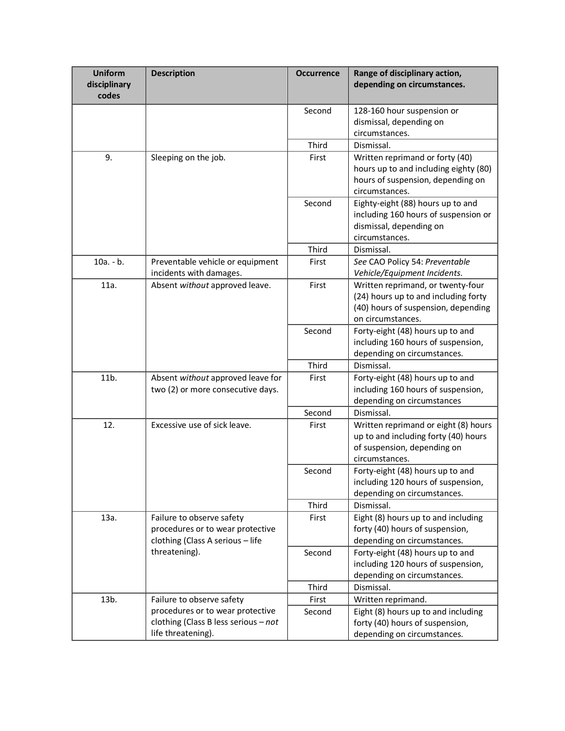| Uniform disciplinary codes | Description | Occurrence | Range of disciplinary action, depending on circumstances. |
|---|---|---|---|
| | | Second | 128-160 hour suspension or dismissal, depending on circumstances. |
| | | Third | Dismissal. |
| 9. | Sleeping on the job. | First | Written reprimand or forty (40) hours up to and including eighty (80) hours of suspension, depending on circumstances. |
| | | Second | Eighty-eight (88) hours up to and including 160 hours of suspension or dismissal, depending on circumstances. |
| | | Third | Dismissal. |
| 10a. - b. | Preventable vehicle or equipment incidents with damages. | First | *See* CAO Policy 54: *Preventable Vehicle/Equipment Incidents*. |
| 11a. | Absent *without* approved leave. | First | Written reprimand, or twenty-four (24) hours up to and including forty (40) hours of suspension, depending on circumstances. |
| | | Second | Forty-eight (48) hours up to and including 160 hours of suspension, depending on circumstances. |
| | | Third | Dismissal. |
| 11b. | Absent *without* approved leave for two (2) or more consecutive days. | First | Forty-eight (48) hours up to and including 160 hours of suspension, depending on circumstances |
| | | Second | Dismissal. |
| 12. | Excessive use of sick leave. | First | Written reprimand or eight (8) hours up to and including forty (40) hours of suspension, depending on circumstances. |
| | | Second | Forty-eight (48) hours up to and including 120 hours of suspension, depending on circumstances. |
| | | Third | Dismissal. |
| 13a. | Failure to observe safety procedures or to wear protective clothing (Class A serious – life threatening). | First | Eight (8) hours up to and including forty (40) hours of suspension, depending on circumstances. |
| | | Second | Forty-eight (48) hours up to and including 120 hours of suspension, depending on circumstances. |
| | | Third | Dismissal. |
| 13b. | Failure to observe safety procedures or to wear protective clothing (Class B less serious – *not* life threatening). | First | Written reprimand. |
| | | Second | Eight (8) hours up to and including forty (40) hours of suspension, depending on circumstances. |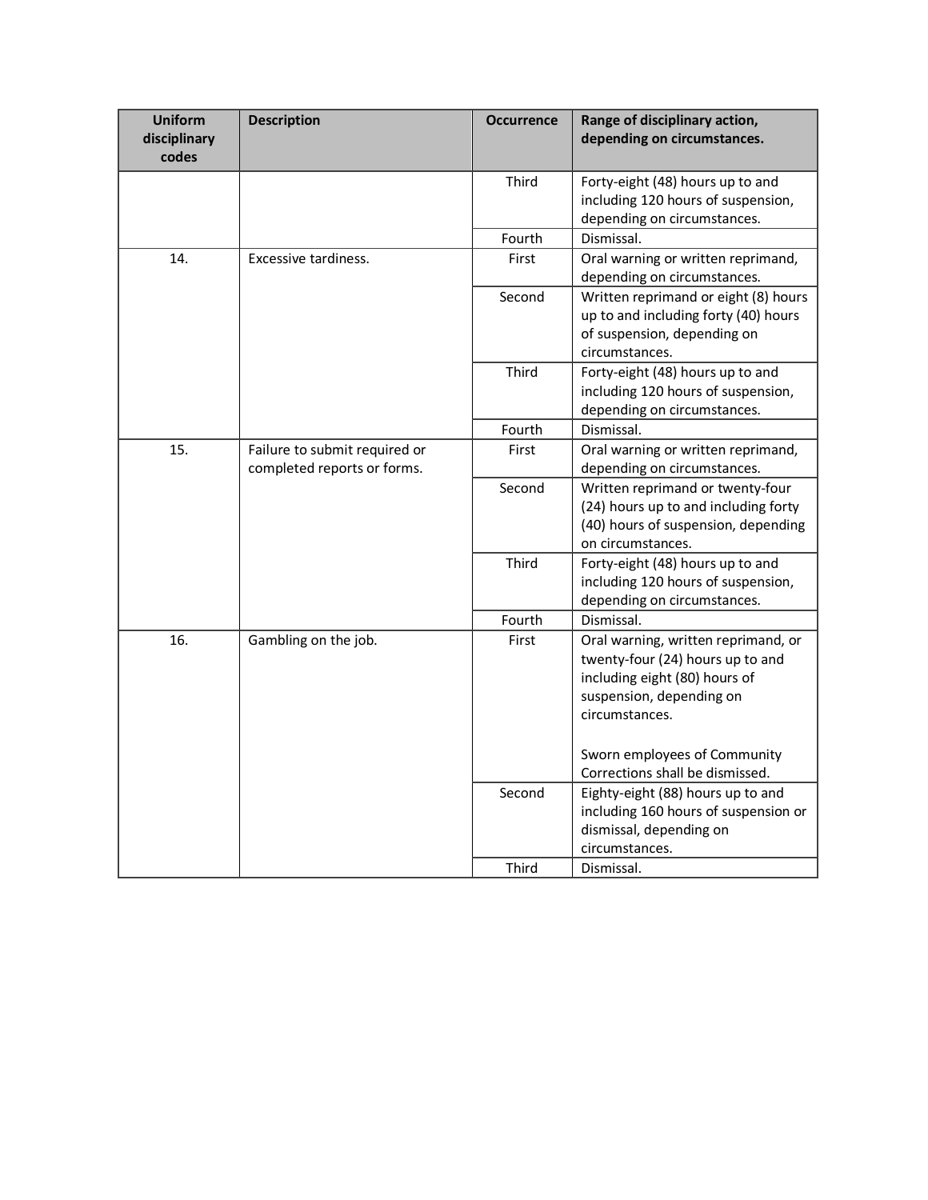| Uniform disciplinary codes | Description | Occurrence | Range of disciplinary action, depending on circumstances. |
|---|---|---|---|
| | | Third | Forty-eight (48) hours up to and including 120 hours of suspension, depending on circumstances. |
| | | Fourth | Dismissal. |
| 14. | Excessive tardiness. | First | Oral warning or written reprimand, depending on circumstances. |
| | | Second | Written reprimand or eight (8) hours up to and including forty (40) hours of suspension, depending on circumstances. |
| | | Third | Forty-eight (48) hours up to and including 120 hours of suspension, depending on circumstances. |
| | | Fourth | Dismissal. |
| 15. | Failure to submit required or completed reports or forms. | First | Oral warning or written reprimand, depending on circumstances. |
| | | Second | Written reprimand or twenty-four (24) hours up to and including forty (40) hours of suspension, depending on circumstances. |
| | | Third | Forty-eight (48) hours up to and including 120 hours of suspension, depending on circumstances. |
| | | Fourth | Dismissal. |
| 16. | Gambling on the job. | First | Oral warning, written reprimand, or twenty-four (24) hours up to and including eight (80) hours of suspension, depending on circumstances.<br><br>Sworn employees of Community Corrections shall be dismissed. |
| | | Second | Eighty-eight (88) hours up to and including 160 hours of suspension or dismissal, depending on circumstances. |
| | | Third | Dismissal. |